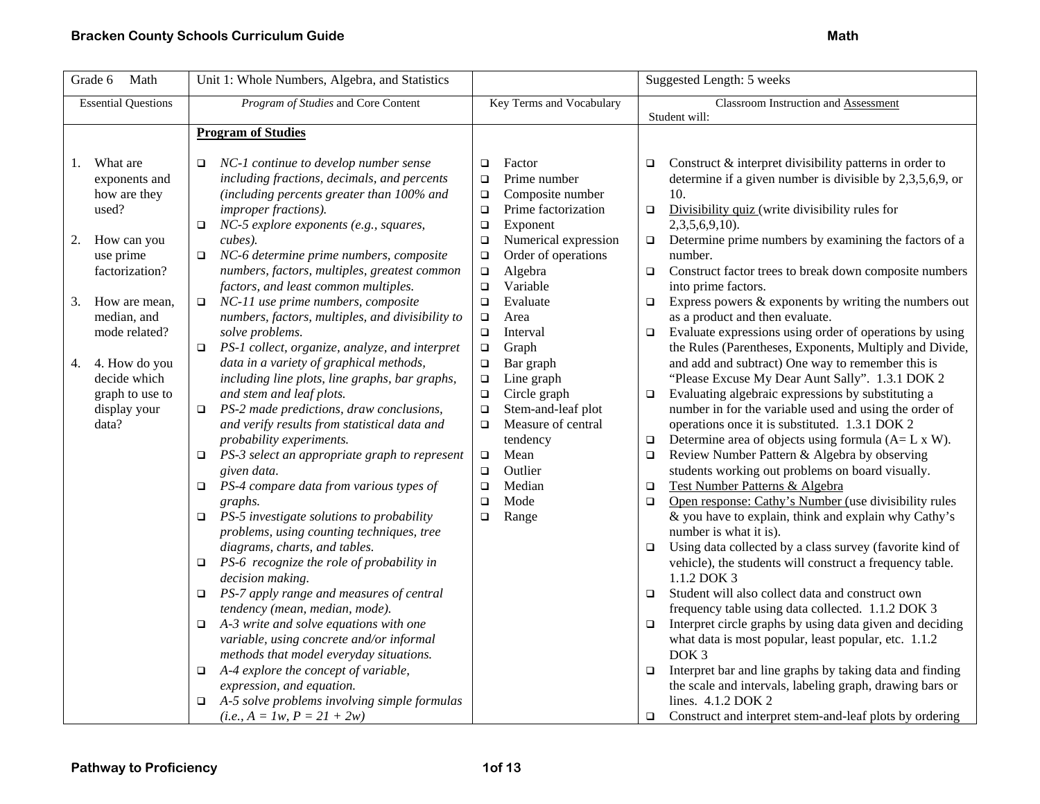| Grade 6 Math | Unit 1: Whole Numbers, Algebra, and Statistics | | Suggested Length: 5 weeks |
|---|---|---|---|
| Essential Questions | *Program of Studies* and Core Content | Key Terms and Vocabulary | Classroom Instruction and Assessment<br>Student will: |
| 1. What are exponents and how are they used?<br><br>2. How can you use prime factorization?<br><br>3. How are mean, median, and mode related?<br><br>4. 4. How do you decide which graph to use to display your data? | **Program of Studies**<br><br>❑ *NC-1 continue to develop number sense including fractions, decimals, and percents (including percents greater than 100% and improper fractions).*<br>❑ *NC-5 explore exponents (e.g., squares, cubes).*<br>❑ *NC-6 determine prime numbers, composite numbers, factors, multiples, greatest common factors, and least common multiples.*<br>❑ *NC-11 use prime numbers, composite numbers, factors, multiples, and divisibility to solve problems.*<br>❑ *PS-1 collect, organize, analyze, and interpret data in a variety of graphical methods, including line plots, line graphs, bar graphs, and stem and leaf plots.*<br>❑ *PS-2 made predictions, draw conclusions, and verify results from statistical data and probability experiments.*<br>❑ *PS-3 select an appropriate graph to represent given data.*<br>❑ *PS-4 compare data from various types of graphs.*<br>❑ *PS-5 investigate solutions to probability problems, using counting techniques, tree diagrams, charts, and tables.*<br>❑ *PS-6 recognize the role of probability in decision making.*<br>❑ *PS-7 apply range and measures of central tendency (mean, median, mode).*<br>❑ *A-3 write and solve equations with one variable, using concrete and/or informal methods that model everyday situations.*<br>❑ *A-4 explore the concept of variable, expression, and equation.*<br>❑ *A-5 solve problems involving simple formulas (i.e., A = 1w, P = 21 + 2w)* | ❑ Factor<br>❑ Prime number<br>❑ Composite number<br>❑ Prime factorization<br>❑ Exponent<br>❑ Numerical expression<br>❑ Order of operations<br>❑ Algebra<br>❑ Variable<br>❑ Evaluate<br>❑ Area<br>❑ Interval<br>❑ Graph<br>❑ Bar graph<br>❑ Line graph<br>❑ Circle graph<br>❑ Stem-and-leaf plot<br>❑ Measure of central tendency<br>❑ Mean<br>❑ Outlier<br>❑ Median<br>❑ Mode<br>❑ Range | ❑ Construct & interpret divisibility patterns in order to determine if a given number is divisible by 2,3,5,6,9, or 10.<br>❑ <u>Divisibility quiz</u> (write divisibility rules for 2,3,5,6,9,10).<br>❑ Determine prime numbers by examining the factors of a number.<br>❑ Construct factor trees to break down composite numbers into prime factors.<br>❑ Express powers & exponents by writing the numbers out as a product and then evaluate.<br>❑ Evaluate expressions using order of operations by using the Rules (Parentheses, Exponents, Multiply and Divide, and add and subtract) One way to remember this is "Please Excuse My Dear Aunt Sally". 1.3.1 DOK 2<br>❑ Evaluating algebraic expressions by substituting a number in for the variable used and using the order of operations once it is substituted. 1.3.1 DOK 2<br>❑ Determine area of objects using formula (A= L x W).<br>❑ Review Number Pattern & Algebra by observing students working out problems on board visually.<br>❑ <u>Test Number Patterns & Algebra</u><br>❑ <u>Open response: Cathy's Number</u> (use divisibility rules & you have to explain, think and explain why Cathy's number is what it is).<br>❑ Using data collected by a class survey (favorite kind of vehicle), the students will construct a frequency table. 1.1.2 DOK 3<br>❑ Student will also collect data and construct own frequency table using data collected. 1.1.2 DOK 3<br>❑ Interpret circle graphs by using data given and deciding what data is most popular, least popular, etc. 1.1.2 DOK 3<br>❑ Interpret bar and line graphs by taking data and finding the scale and intervals, labeling graph, drawing bars or lines. 4.1.2 DOK 2<br>❑ Construct and interpret stem-and-leaf plots by ordering |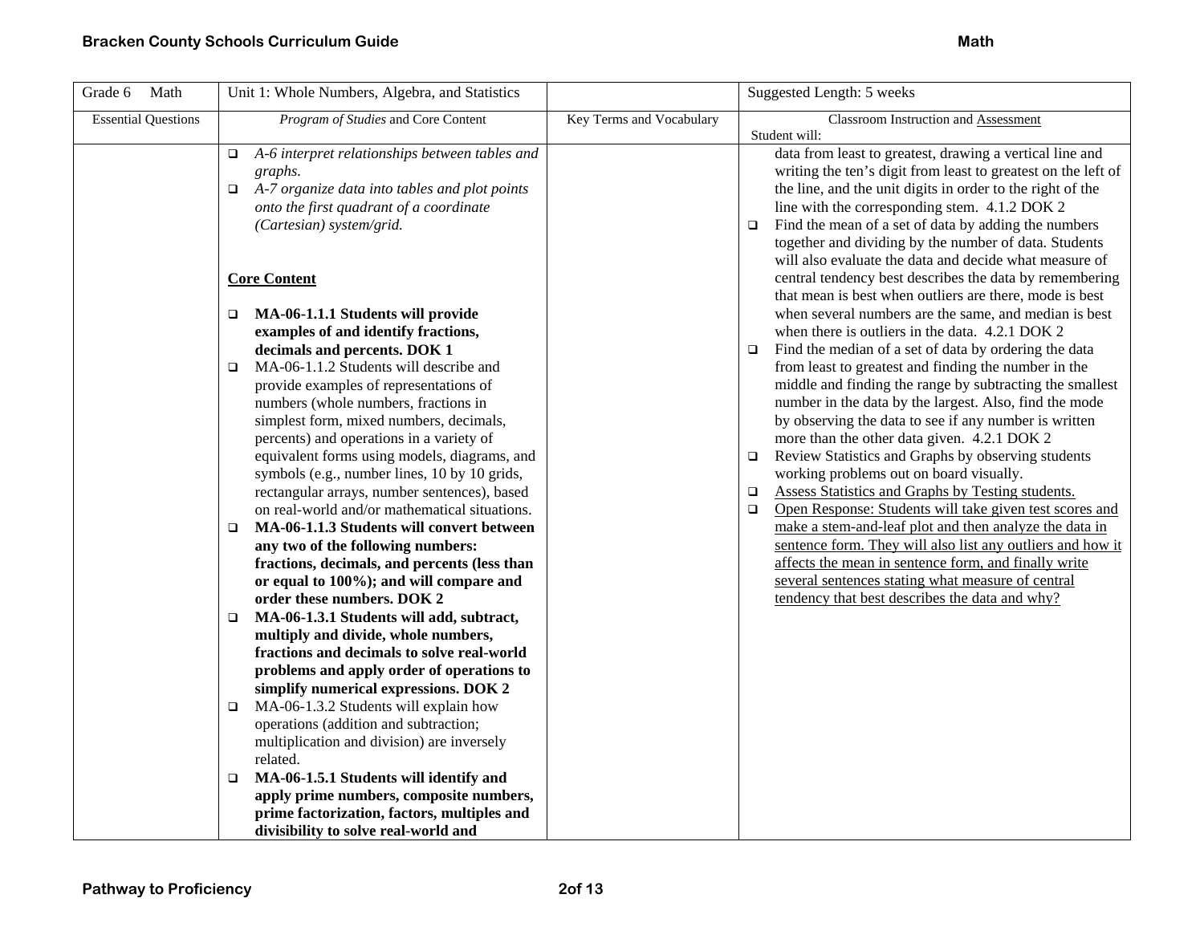| Grade 6 Math | Unit 1: Whole Numbers, Algebra, and Statistics | | Suggested Length: 5 weeks |
|---|---|---|---|
| Essential Questions | *Program of Studies* and Core Content | Key Terms and Vocabulary | Classroom Instruction and Assessment<br>Student will: |
| | ❑ *A-6 interpret relationships between tables and graphs.*<br>❑ *A-7 organize data into tables and plot points onto the first quadrant of a coordinate (Cartesian) system/grid.*<br><br>**Core Content**<br><br>❑ **MA-06-1.1.1 Students will provide examples of and identify fractions, decimals and percents. DOK 1**<br>❑ MA-06-1.1.2 Students will describe and provide examples of representations of numbers (whole numbers, fractions in simplest form, mixed numbers, decimals, percents) and operations in a variety of equivalent forms using models, diagrams, and symbols (e.g., number lines, 10 by 10 grids, rectangular arrays, number sentences), based on real-world and/or mathematical situations.<br>❑ **MA-06-1.1.3 Students will convert between any two of the following numbers: fractions, decimals, and percents (less than or equal to 100%); and will compare and order these numbers. DOK 2**<br>❑ **MA-06-1.3.1 Students will add, subtract, multiply and divide, whole numbers, fractions and decimals to solve real-world problems and apply order of operations to simplify numerical expressions. DOK 2**<br>❑ MA-06-1.3.2 Students will explain how operations (addition and subtraction; multiplication and division) are inversely related.<br>❑ **MA-06-1.5.1 Students will identify and apply prime numbers, composite numbers, prime factorization, factors, multiples and divisibility to solve real-world and** | | data from least to greatest, drawing a vertical line and writing the ten's digit from least to greatest on the left of the line, and the unit digits in order to the right of the line with the corresponding stem. 4.1.2 DOK 2<br>❑ Find the mean of a set of data by adding the numbers together and dividing by the number of data. Students will also evaluate the data and decide what measure of central tendency best describes the data by remembering that mean is best when outliers are there, mode is best when several numbers are the same, and median is best when there is outliers in the data. 4.2.1 DOK 2<br>❑ Find the median of a set of data by ordering the data from least to greatest and finding the number in the middle and finding the range by subtracting the smallest number in the data by the largest. Also, find the mode by observing the data to see if any number is written more than the other data given. 4.2.1 DOK 2<br>❑ Review Statistics and Graphs by observing students working problems out on board visually.<br>❑ <u>Assess Statistics and Graphs by Testing students.</u><br>❑ <u>Open Response: Students will take given test scores and make a stem-and-leaf plot and then analyze the data in sentence form. They will also list any outliers and how it affects the mean in sentence form, and finally write several sentences stating what measure of central tendency that best describes the data and why?</u> |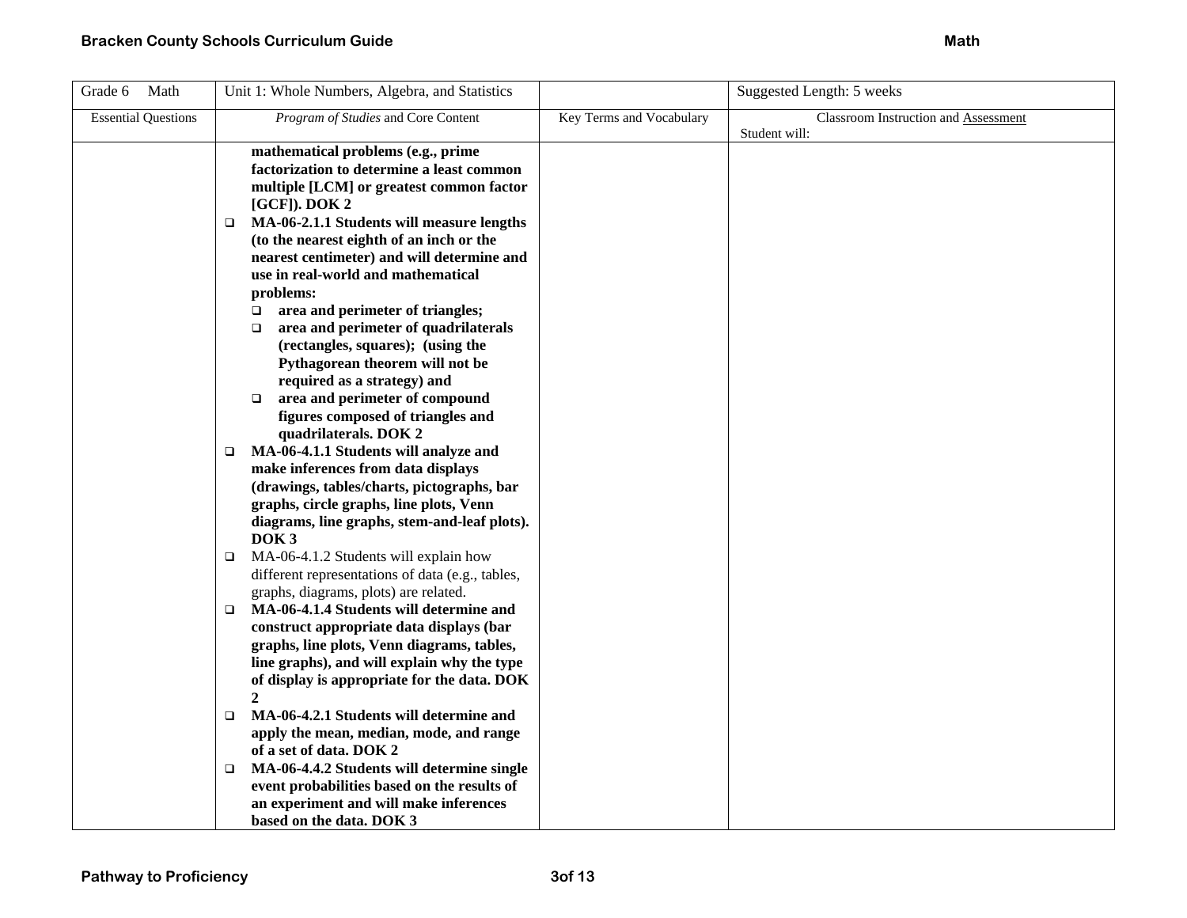| Grade 6 Math | Unit 1: Whole Numbers, Algebra, and Statistics | | Suggested Length: 5 weeks |
|---|---|---|---|
| Essential Questions | *Program of Studies* and Core Content | Key Terms and Vocabulary | Classroom Instruction and Assessment<br>Student will: |
| | **mathematical problems (e.g., prime factorization to determine a least common multiple [LCM] or greatest common factor [GCF]). DOK 2**<br>❑ **MA-06-2.1.1 Students will measure lengths (to the nearest eighth of an inch or the nearest centimeter) and will determine and use in real-world and mathematical problems:**<br>&nbsp;&nbsp;❑ **area and perimeter of triangles;**<br>&nbsp;&nbsp;❑ **area and perimeter of quadrilaterals (rectangles, squares); (using the Pythagorean theorem will not be required as a strategy) and**<br>&nbsp;&nbsp;❑ **area and perimeter of compound figures composed of triangles and quadrilaterals. DOK 2**<br>❑ **MA-06-4.1.1 Students will analyze and make inferences from data displays (drawings, tables/charts, pictographs, bar graphs, circle graphs, line plots, Venn diagrams, line graphs, stem-and-leaf plots). DOK 3**<br>❑ MA-06-4.1.2 Students will explain how different representations of data (e.g., tables, graphs, diagrams, plots) are related.<br>❑ **MA-06-4.1.4 Students will determine and construct appropriate data displays (bar graphs, line plots, Venn diagrams, tables, line graphs), and will explain why the type of display is appropriate for the data. DOK 2**<br>❑ **MA-06-4.2.1 Students will determine and apply the mean, median, mode, and range of a set of data. DOK 2**<br>❑ **MA-06-4.4.2 Students will determine single event probabilities based on the results of an experiment and will make inferences based on the data. DOK 3** | | |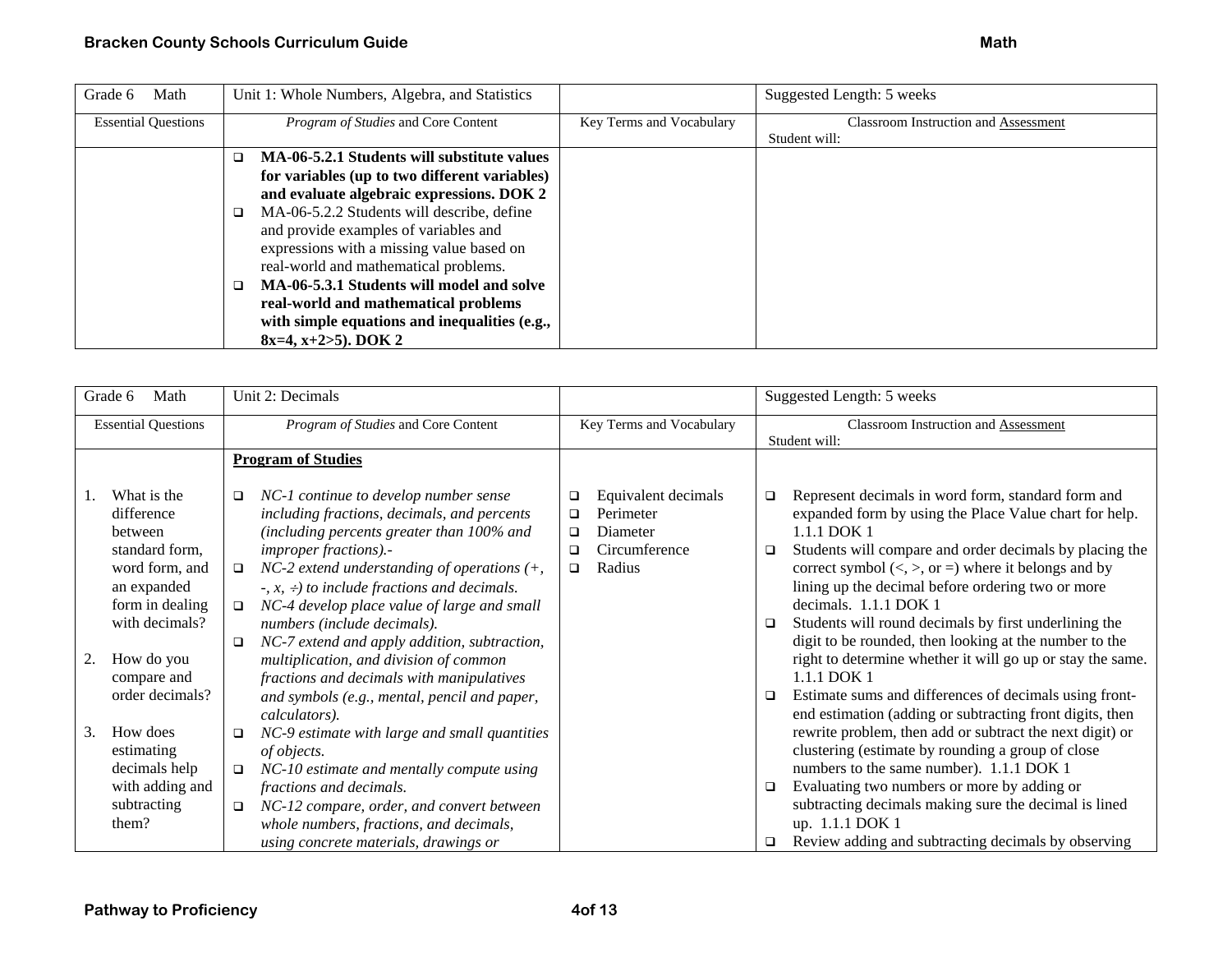| Grade 6 Math | Unit 1: Whole Numbers, Algebra, and Statistics | | Suggested Length: 5 weeks |
|---|---|---|---|
| Essential Questions | *Program of Studies* and Core Content | Key Terms and Vocabulary | Classroom Instruction and Assessment<br>Student will: |
| | ❑ **MA-06-5.2.1 Students will substitute values for variables (up to two different variables) and evaluate algebraic expressions. DOK 2**<br>❑ MA-06-5.2.2 Students will describe, define and provide examples of variables and expressions with a missing value based on real-world and mathematical problems.<br>❑ **MA-06-5.3.1 Students will model and solve real-world and mathematical problems with simple equations and inequalities (e.g., 8x=4, x+2>5). DOK 2** | | |

| Grade 6 Math | Unit 2: Decimals | | Suggested Length: 5 weeks |
|---|---|---|---|
| Essential Questions | *Program of Studies* and Core Content | Key Terms and Vocabulary | Classroom Instruction and Assessment<br>Student will: |
| 1. What is the difference between standard form, word form, and an expanded form in dealing with decimals?<br><br>2. How do you compare and order decimals?<br><br>3. How does estimating decimals help with adding and subtracting them? | **Program of Studies**<br><br>❑ *NC-1 continue to develop number sense including fractions, decimals, and percents (including percents greater than 100% and improper fractions).-*<br>❑ *NC-2 extend understanding of operations (+, -, x, ÷) to include fractions and decimals.*<br>❑ *NC-4 develop place value of large and small numbers (include decimals).*<br>❑ *NC-7 extend and apply addition, subtraction, multiplication, and division of common fractions and decimals with manipulatives and symbols (e.g., mental, pencil and paper, calculators).*<br>❑ *NC-9 estimate with large and small quantities of objects.*<br>❑ *NC-10 estimate and mentally compute using fractions and decimals.*<br>❑ *NC-12 compare, order, and convert between whole numbers, fractions, and decimals, using concrete materials, drawings or* | ❑ Equivalent decimals<br>❑ Perimeter<br>❑ Diameter<br>❑ Circumference<br>❑ Radius | ❑ Represent decimals in word form, standard form and expanded form by using the Place Value chart for help. 1.1.1 DOK 1<br>❑ Students will compare and order decimals by placing the correct symbol (<, >, or =) where it belongs and by lining up the decimal before ordering two or more decimals. 1.1.1 DOK 1<br>❑ Students will round decimals by first underlining the digit to be rounded, then looking at the number to the right to determine whether it will go up or stay the same. 1.1.1 DOK 1<br>❑ Estimate sums and differences of decimals using front-end estimation (adding or subtracting front digits, then rewrite problem, then add or subtract the next digit) or clustering (estimate by rounding a group of close numbers to the same number). 1.1.1 DOK 1<br>❑ Evaluating two numbers or more by adding or subtracting decimals making sure the decimal is lined up. 1.1.1 DOK 1<br>❑ Review adding and subtracting decimals by observing |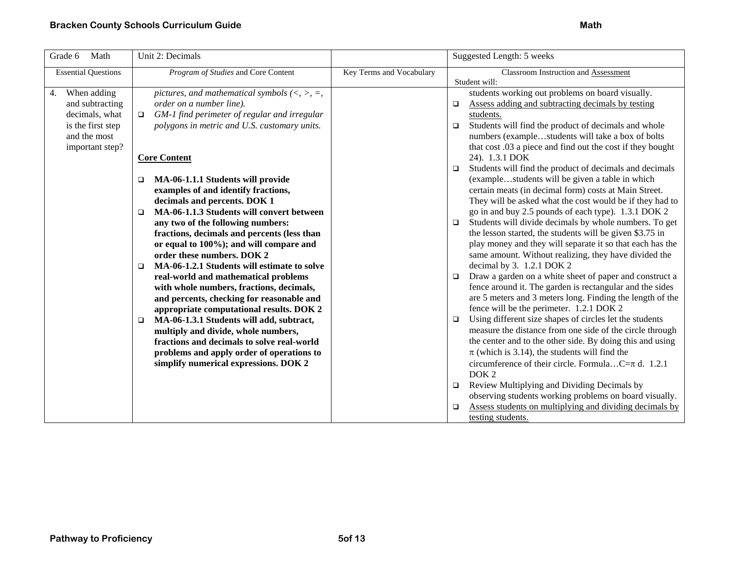| Grade 6 Math | Unit 2: Decimals | | Suggested Length: 5 weeks |
|---|---|---|---|
| Essential Questions | *Program of Studies* and Core Content | Key Terms and Vocabulary | Classroom Instruction and <u>Assessment</u><br>Student will: |
| 4. When adding and subtracting decimals, what is the first step and the most important step? | *pictures, and mathematical symbols (<, >, =, order on a number line).*<br>❑ *GM-1 find perimeter of regular and irregular polygons in metric and U.S. customary units.*<br><br>**<u>Core Content</u>**<br><br>❑ **MA-06-1.1.1 Students will provide examples of and identify fractions, decimals and percents. DOK 1**<br>❑ **MA-06-1.1.3 Students will convert between any two of the following numbers: fractions, decimals and percents (less than or equal to 100%); and will compare and order these numbers. DOK 2**<br>❑ **MA-06-1.2.1 Students will estimate to solve real-world and mathematical problems with whole numbers, fractions, decimals, and percents, checking for reasonable and appropriate computational results. DOK 2**<br>❑ **MA-06-1.3.1 Students will add, subtract, multiply and divide, whole numbers, fractions and decimals to solve real-world problems and apply order of operations to simplify numerical expressions. DOK 2** | | students working out problems on board visually.<br>❑ <u>Assess adding and subtracting decimals by testing students.</u><br>❑ Students will find the product of decimals and whole numbers (example…students will take a box of bolts that cost .03 a piece and find out the cost if they bought 24). 1.3.1 DOK<br>❑ Students will find the product of decimals and decimals (example…students will be given a table in which certain meats (in decimal form) costs at Main Street. They will be asked what the cost would be if they had to go in and buy 2.5 pounds of each type). 1.3.1 DOK 2<br>❑ Students will divide decimals by whole numbers. To get the lesson started, the students will be given $3.75 in play money and they will separate it so that each has the same amount. Without realizing, they have divided the decimal by 3. 1.2.1 DOK 2<br>❑ Draw a garden on a white sheet of paper and construct a fence around it. The garden is rectangular and the sides are 5 meters and 3 meters long. Finding the length of the fence will be the perimeter. 1.2.1 DOK 2<br>❑ Using different size shapes of circles let the students measure the distance from one side of the circle through the center and to the other side. By doing this and using $\pi$ (which is 3.14), the students will find the circumference of their circle. Formula…$C=\pi$ d. 1.2.1 DOK 2<br>❑ Review Multiplying and Dividing Decimals by observing students working problems on board visually.<br>❑ <u>Assess students on multiplying and dividing decimals by testing students.</u> |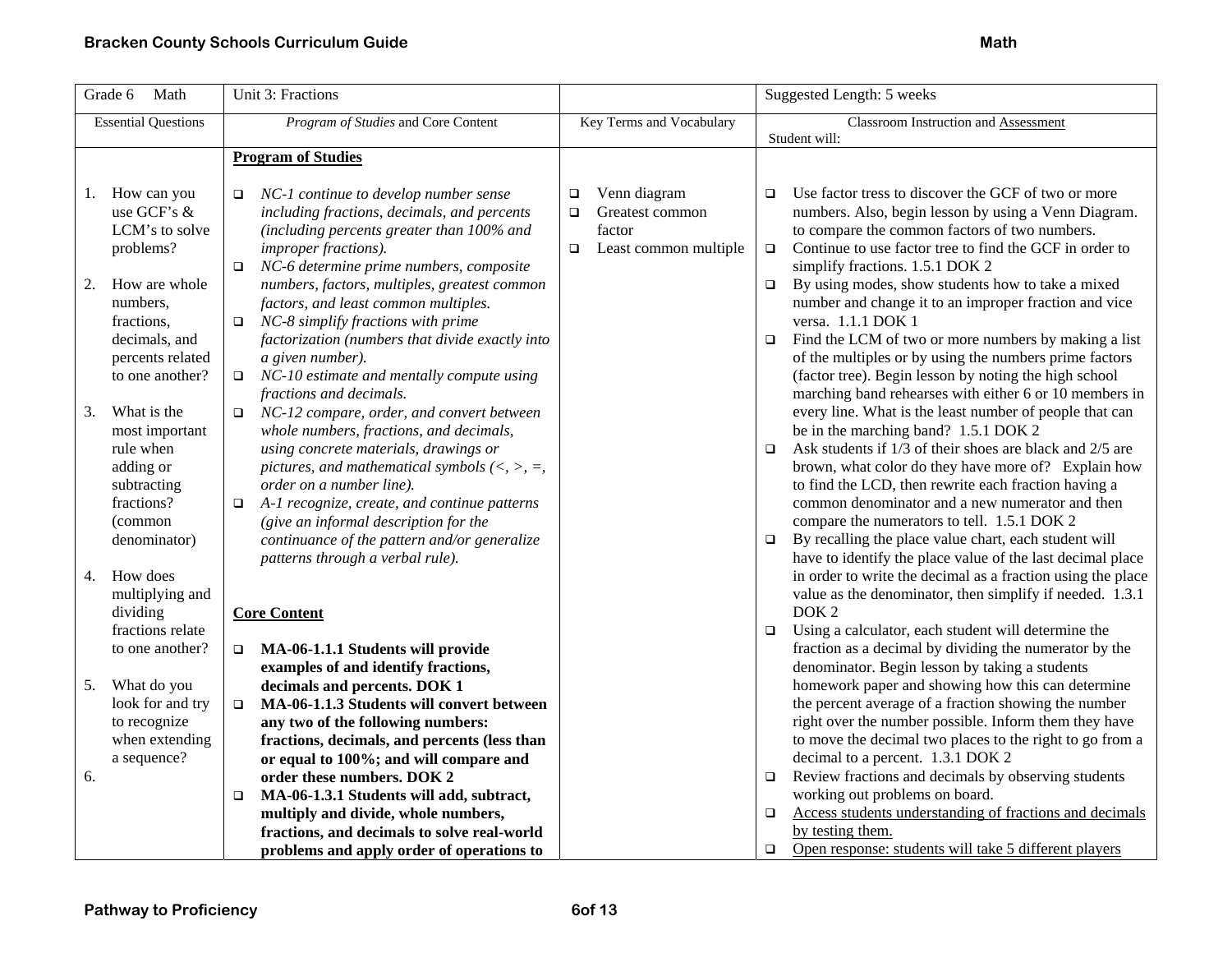| Grade 6 Math | Unit 3: Fractions | | Suggested Length: 5 weeks |
|---|---|---|---|
| Essential Questions | *Program of Studies* and Core Content | Key Terms and Vocabulary | Classroom Instruction and Assessment<br>Student will: |
| 1. How can you use GCF's & LCM's to solve problems?<br><br>2. How are whole numbers, fractions, decimals, and percents related to one another?<br><br>3. What is the most important rule when adding or subtracting fractions? (common denominator)<br><br>4. How does multiplying and dividing fractions relate to one another?<br><br>5. What do you look for and try to recognize when extending a sequence?<br><br>6. | **Program of Studies**<br><br>❑ *NC-1 continue to develop number sense including fractions, decimals, and percents (including percents greater than 100% and improper fractions).*<br>❑ *NC-6 determine prime numbers, composite numbers, factors, multiples, greatest common factors, and least common multiples.*<br>❑ *NC-8 simplify fractions with prime factorization (numbers that divide exactly into a given number).*<br>❑ *NC-10 estimate and mentally compute using fractions and decimals.*<br>❑ *NC-12 compare, order, and convert between whole numbers, fractions, and decimals, using concrete materials, drawings or pictures, and mathematical symbols (<, >, =, order on a number line).*<br>❑ *A-1 recognize, create, and continue patterns (give an informal description for the continuance of the pattern and/or generalize patterns through a verbal rule).*<br><br>**Core Content**<br><br>❑ **MA-06-1.1.1 Students will provide examples of and identify fractions, decimals and percents. DOK 1**<br>❑ **MA-06-1.1.3 Students will convert between any two of the following numbers: fractions, decimals, and percents (less than or equal to 100%; and will compare and order these numbers. DOK 2**<br>❑ **MA-06-1.3.1 Students will add, subtract, multiply and divide, whole numbers, fractions, and decimals to solve real-world problems and apply order of operations to** | ❑ Venn diagram<br>❑ Greatest common factor<br>❑ Least common multiple | ❑ Use factor tress to discover the GCF of two or more numbers. Also, begin lesson by using a Venn Diagram. to compare the common factors of two numbers.<br>❑ Continue to use factor tree to find the GCF in order to simplify fractions. 1.5.1 DOK 2<br>❑ By using modes, show students how to take a mixed number and change it to an improper fraction and vice versa. 1.1.1 DOK 1<br>❑ Find the LCM of two or more numbers by making a list of the multiples or by using the numbers prime factors (factor tree). Begin lesson by noting the high school marching band rehearses with either 6 or 10 members in every line. What is the least number of people that can be in the marching band? 1.5.1 DOK 2<br>❑ Ask students if 1/3 of their shoes are black and 2/5 are brown, what color do they have more of? Explain how to find the LCD, then rewrite each fraction having a common denominator and a new numerator and then compare the numerators to tell. 1.5.1 DOK 2<br>❑ By recalling the place value chart, each student will have to identify the place value of the last decimal place in order to write the decimal as a fraction using the place value as the denominator, then simplify if needed. 1.3.1 DOK 2<br>❑ Using a calculator, each student will determine the fraction as a decimal by dividing the numerator by the denominator. Begin lesson by taking a students homework paper and showing how this can determine the percent average of a fraction showing the number right over the number possible. Inform them they have to move the decimal two places to the right to go from a decimal to a percent. 1.3.1 DOK 2<br>❑ Review fractions and decimals by observing students working out problems on board.<br>❑ <u>Access students understanding of fractions and decimals by testing them.</u><br>❑ <u>Open response: students will take 5 different players</u> |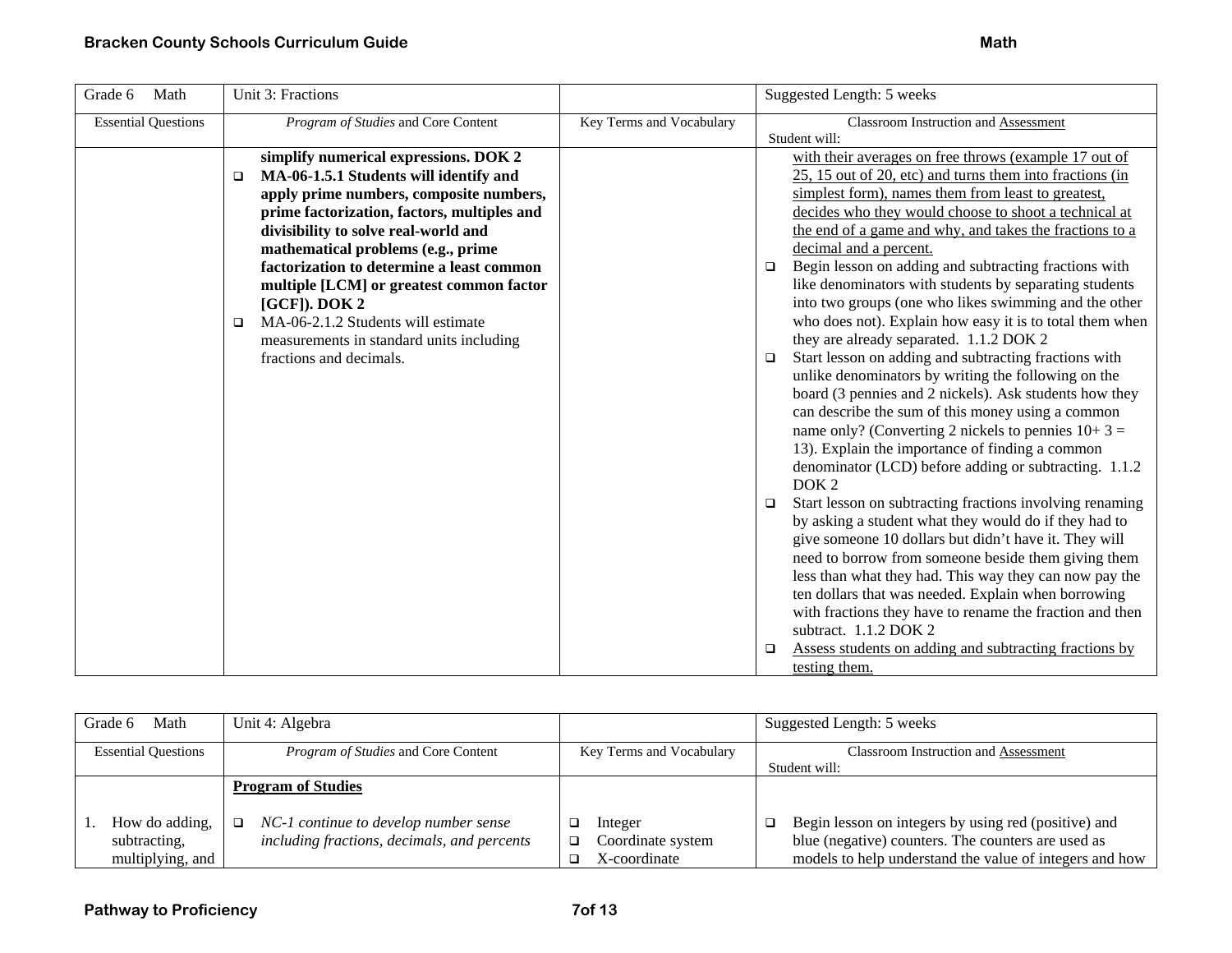| Grade 6 Math | Unit 3: Fractions | | Suggested Length: 5 weeks |
|---|---|---|---|
| Essential Questions | *Program of Studies* and Core Content | Key Terms and Vocabulary | Classroom Instruction and Assessment<br>Student will: |
| | **simplify numerical expressions. DOK 2**<br>❑ **MA-06-1.5.1 Students will identify and apply prime numbers, composite numbers, prime factorization, factors, multiples and divisibility to solve real-world and mathematical problems (e.g., prime factorization to determine a least common multiple [LCM] or greatest common factor [GCF]). DOK 2**<br>❑ MA-06-2.1.2 Students will estimate measurements in standard units including fractions and decimals. | | with their averages on free throws (example 17 out of 25, 15 out of 20, etc) and turns them into fractions (in simplest form), names them from least to greatest, decides who they would choose to shoot a technical at the end of a game and why, and takes the fractions to a decimal and a percent.<br>❑ Begin lesson on adding and subtracting fractions with like denominators with students by separating students into two groups (one who likes swimming and the other who does not). Explain how easy it is to total them when they are already separated. 1.1.2 DOK 2<br>❑ Start lesson on adding and subtracting fractions with unlike denominators by writing the following on the board (3 pennies and 2 nickels). Ask students how they can describe the sum of this money using a common name only? (Converting 2 nickels to pennies 10+ 3 = 13). Explain the importance of finding a common denominator (LCD) before adding or subtracting. 1.1.2 DOK 2<br>❑ Start lesson on subtracting fractions involving renaming by asking a student what they would do if they had to give someone 10 dollars but didn't have it. They will need to borrow from someone beside them giving them less than what they had. This way they can now pay the ten dollars that was needed. Explain when borrowing with fractions they have to rename the fraction and then subtract. 1.1.2 DOK 2<br>❑ Assess students on adding and subtracting fractions by testing them. |

| Grade 6 Math | Unit 4: Algebra | | Suggested Length: 5 weeks |
|---|---|---|---|
| Essential Questions | *Program of Studies* and Core Content | Key Terms and Vocabulary | Classroom Instruction and Assessment<br>Student will: |
| 1. How do adding, subtracting, multiplying, and | **Program of Studies**<br><br>❑ *NC-1 continue to develop number sense including fractions, decimals, and percents* | ❑ Integer<br>❑ Coordinate system<br>❑ X-coordinate | ❑ Begin lesson on integers by using red (positive) and blue (negative) counters. The counters are used as models to help understand the value of integers and how |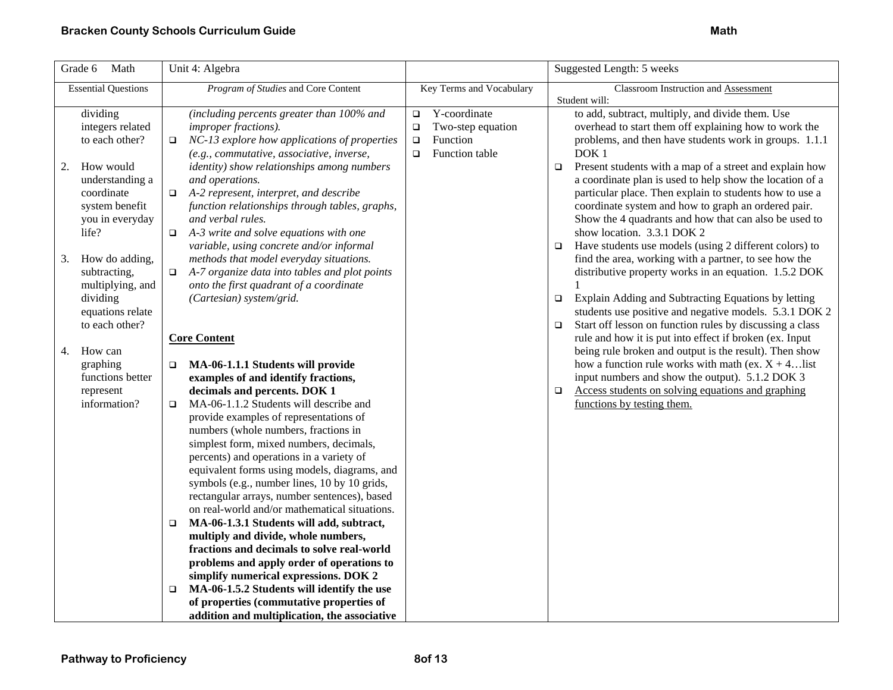| Grade 6 Math | Unit 4: Algebra | | Suggested Length: 5 weeks |
|---|---|---|---|
| Essential Questions | *Program of Studies* and Core Content | Key Terms and Vocabulary | Classroom Instruction and Assessment<br>Student will: |
| dividing integers related to each other?<br><br>2. How would understanding a coordinate system benefit you in everyday life?<br><br>3. How do adding, subtracting, multiplying, and dividing equations relate to each other?<br><br>4. How can graphing functions better represent information? | *(including percents greater than 100% and improper fractions).*<br>❑ *NC-13 explore how applications of properties (e.g., commutative, associative, inverse, identity) show relationships among numbers and operations.*<br>❑ *A-2 represent, interpret, and describe function relationships through tables, graphs, and verbal rules.*<br>❑ *A-3 write and solve equations with one variable, using concrete and/or informal methods that model everyday situations.*<br>❑ *A-7 organize data into tables and plot points onto the first quadrant of a coordinate (Cartesian) system/grid.*<br><br>**Core Content**<br><br>❑ **MA-06-1.1.1 Students will provide examples of and identify fractions, decimals and percents. DOK 1**<br>❑ MA-06-1.1.2 Students will describe and provide examples of representations of numbers (whole numbers, fractions in simplest form, mixed numbers, decimals, percents) and operations in a variety of equivalent forms using models, diagrams, and symbols (e.g., number lines, 10 by 10 grids, rectangular arrays, number sentences), based on real-world and/or mathematical situations.<br>❑ **MA-06-1.3.1 Students will add, subtract, multiply and divide, whole numbers, fractions and decimals to solve real-world problems and apply order of operations to simplify numerical expressions. DOK 2**<br>❑ **MA-06-1.5.2 Students will identify the use of properties (commutative properties of addition and multiplication, the associative** | ❑ Y-coordinate<br>❑ Two-step equation<br>❑ Function<br>❑ Function table | to add, subtract, multiply, and divide them. Use overhead to start them off explaining how to work the problems, and then have students work in groups. 1.1.1 DOK 1<br>❑ Present students with a map of a street and explain how a coordinate plan is used to help show the location of a particular place. Then explain to students how to use a coordinate system and how to graph an ordered pair. Show the 4 quadrants and how that can also be used to show location. 3.3.1 DOK 2<br>❑ Have students use models (using 2 different colors) to find the area, working with a partner, to see how the distributive property works in an equation. 1.5.2 DOK 1<br>❑ Explain Adding and Subtracting Equations by letting students use positive and negative models. 5.3.1 DOK 2<br>❑ Start off lesson on function rules by discussing a class rule and how it is put into effect if broken (ex. Input being rule broken and output is the result). Then show how a function rule works with math (ex. $X + 4$…list input numbers and show the output). 5.1.2 DOK 3<br>❑ <u>Access students on solving equations and graphing functions by testing them.</u> |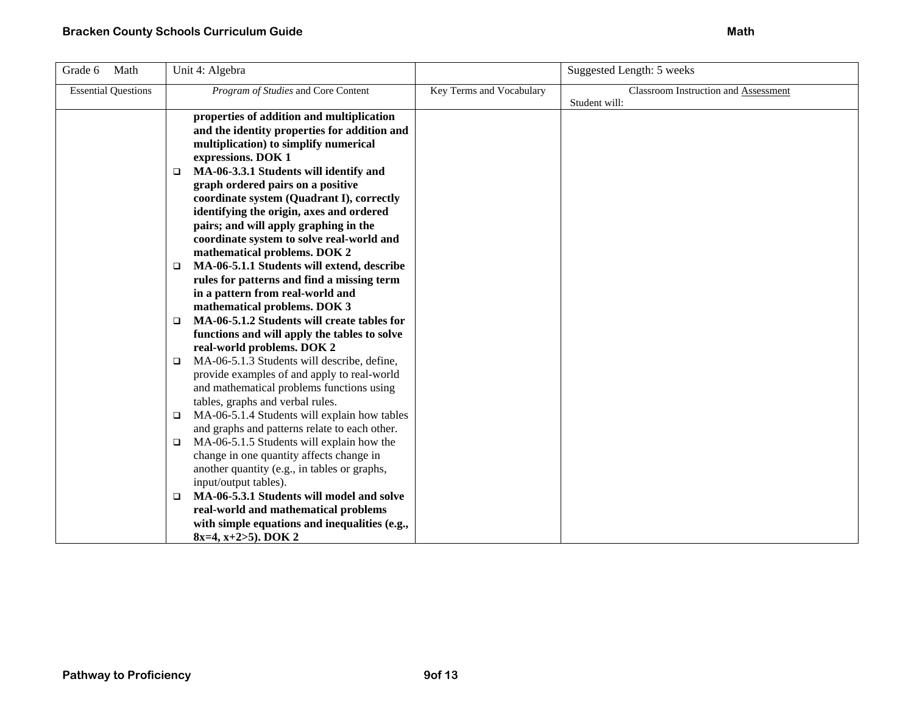| Grade 6 Math | Unit 4: Algebra | | Suggested Length: 5 weeks |
|---|---|---|---|
| Essential Questions | *Program of Studies* and Core Content | Key Terms and Vocabulary | Classroom Instruction and Assessment<br>Student will: |
| | **properties of addition and multiplication and the identity properties for addition and multiplication) to simplify numerical expressions. DOK 1**<br>❑ **MA-06-3.3.1 Students will identify and graph ordered pairs on a positive coordinate system (Quadrant I), correctly identifying the origin, axes and ordered pairs; and will apply graphing in the coordinate system to solve real-world and mathematical problems. DOK 2**<br>❑ **MA-06-5.1.1 Students will extend, describe rules for patterns and find a missing term in a pattern from real-world and mathematical problems. DOK 3**<br>❑ **MA-06-5.1.2 Students will create tables for functions and will apply the tables to solve real-world problems. DOK 2**<br>❑ MA-06-5.1.3 Students will describe, define, provide examples of and apply to real-world and mathematical problems functions using tables, graphs and verbal rules.<br>❑ MA-06-5.1.4 Students will explain how tables and graphs and patterns relate to each other.<br>❑ MA-06-5.1.5 Students will explain how the change in one quantity affects change in another quantity (e.g., in tables or graphs, input/output tables).<br>❑ **MA-06-5.3.1 Students will model and solve real-world and mathematical problems with simple equations and inequalities (e.g., $8x=4$, $x+2>5$). DOK 2** | | |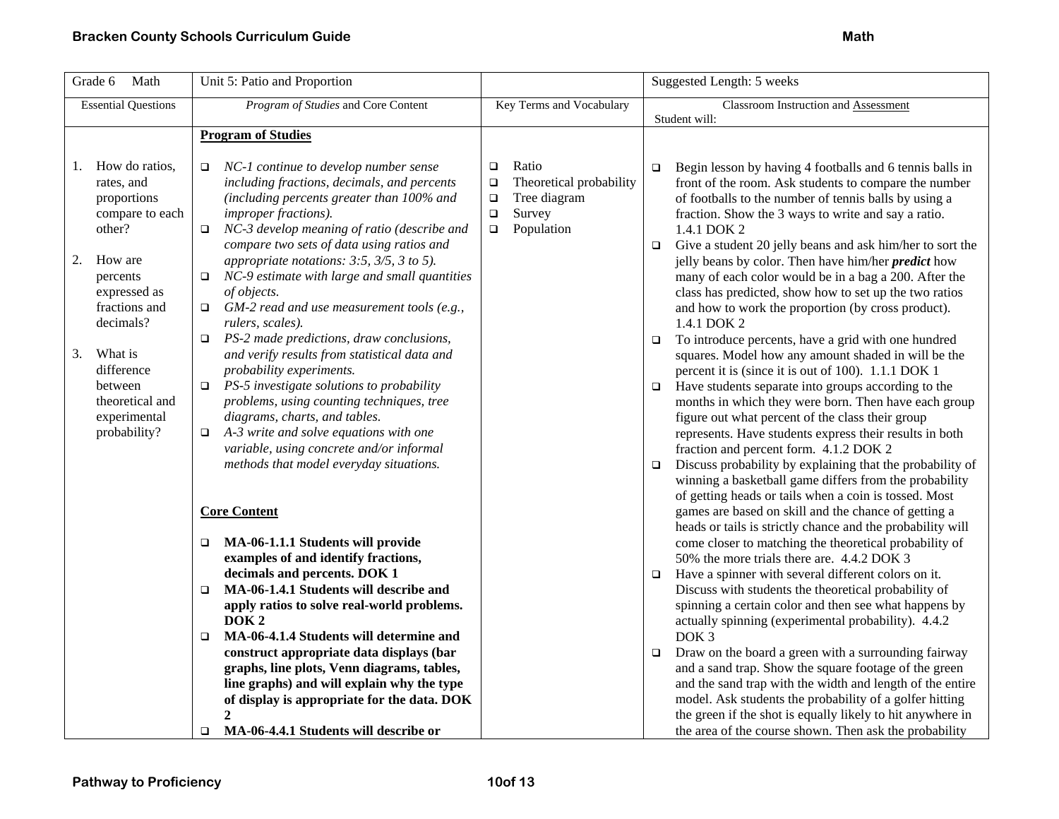| Grade 6 Math | Unit 5: Patio and Proportion | | Suggested Length: 5 weeks |
|---|---|---|---|
| Essential Questions | *Program of Studies* and Core Content | Key Terms and Vocabulary | Classroom Instruction and Assessment<br>Student will: |
| 1. How do ratios, rates, and proportions compare to each other?<br><br>2. How are percents expressed as fractions and decimals?<br><br>3. What is difference between theoretical and experimental probability? | **Program of Studies**<br><br>❑ *NC-1 continue to develop number sense including fractions, decimals, and percents (including percents greater than 100% and improper fractions).*<br>❑ *NC-3 develop meaning of ratio (describe and compare two sets of data using ratios and appropriate notations: 3:5, 3/5, 3 to 5).*<br>❑ *NC-9 estimate with large and small quantities of objects.*<br>❑ *GM-2 read and use measurement tools (e.g., rulers, scales).*<br>❑ *PS-2 made predictions, draw conclusions, and verify results from statistical data and probability experiments.*<br>❑ *PS-5 investigate solutions to probability problems, using counting techniques, tree diagrams, charts, and tables.*<br>❑ *A-3 write and solve equations with one variable, using concrete and/or informal methods that model everyday situations.*<br><br>**Core Content**<br><br>❑ **MA-06-1.1.1 Students will provide examples of and identify fractions, decimals and percents. DOK 1**<br>❑ **MA-06-1.4.1 Students will describe and apply ratios to solve real-world problems. DOK 2**<br>❑ **MA-06-4.1.4 Students will determine and construct appropriate data displays (bar graphs, line plots, Venn diagrams, tables, line graphs) and will explain why the type of display is appropriate for the data. DOK 2**<br>❑ **MA-06-4.4.1 Students will describe or** | ❑ Ratio<br>❑ Theoretical probability<br>❑ Tree diagram<br>❑ Survey<br>❑ Population | ❑ Begin lesson by having 4 footballs and 6 tennis balls in front of the room. Ask students to compare the number of footballs to the number of tennis balls by using a fraction. Show the 3 ways to write and say a ratio. 1.4.1 DOK 2<br>❑ Give a student 20 jelly beans and ask him/her to sort the jelly beans by color. Then have him/her ***predict*** how many of each color would be in a bag a 200. After the class has predicted, show how to set up the two ratios and how to work the proportion (by cross product). 1.4.1 DOK 2<br>❑ To introduce percents, have a grid with one hundred squares. Model how any amount shaded in will be the percent it is (since it is out of 100). 1.1.1 DOK 1<br>❑ Have students separate into groups according to the months in which they were born. Then have each group figure out what percent of the class their group represents. Have students express their results in both fraction and percent form. 4.1.2 DOK 2<br>❑ Discuss probability by explaining that the probability of winning a basketball game differs from the probability of getting heads or tails when a coin is tossed. Most games are based on skill and the chance of getting a heads or tails is strictly chance and the probability will come closer to matching the theoretical probability of 50% the more trials there are. 4.4.2 DOK 3<br>❑ Have a spinner with several different colors on it. Discuss with students the theoretical probability of spinning a certain color and then see what happens by actually spinning (experimental probability). 4.4.2 DOK 3<br>❑ Draw on the board a green with a surrounding fairway and a sand trap. Show the square footage of the green and the sand trap with the width and length of the entire model. Ask students the probability of a golfer hitting the green if the shot is equally likely to hit anywhere in the area of the course shown. Then ask the probability |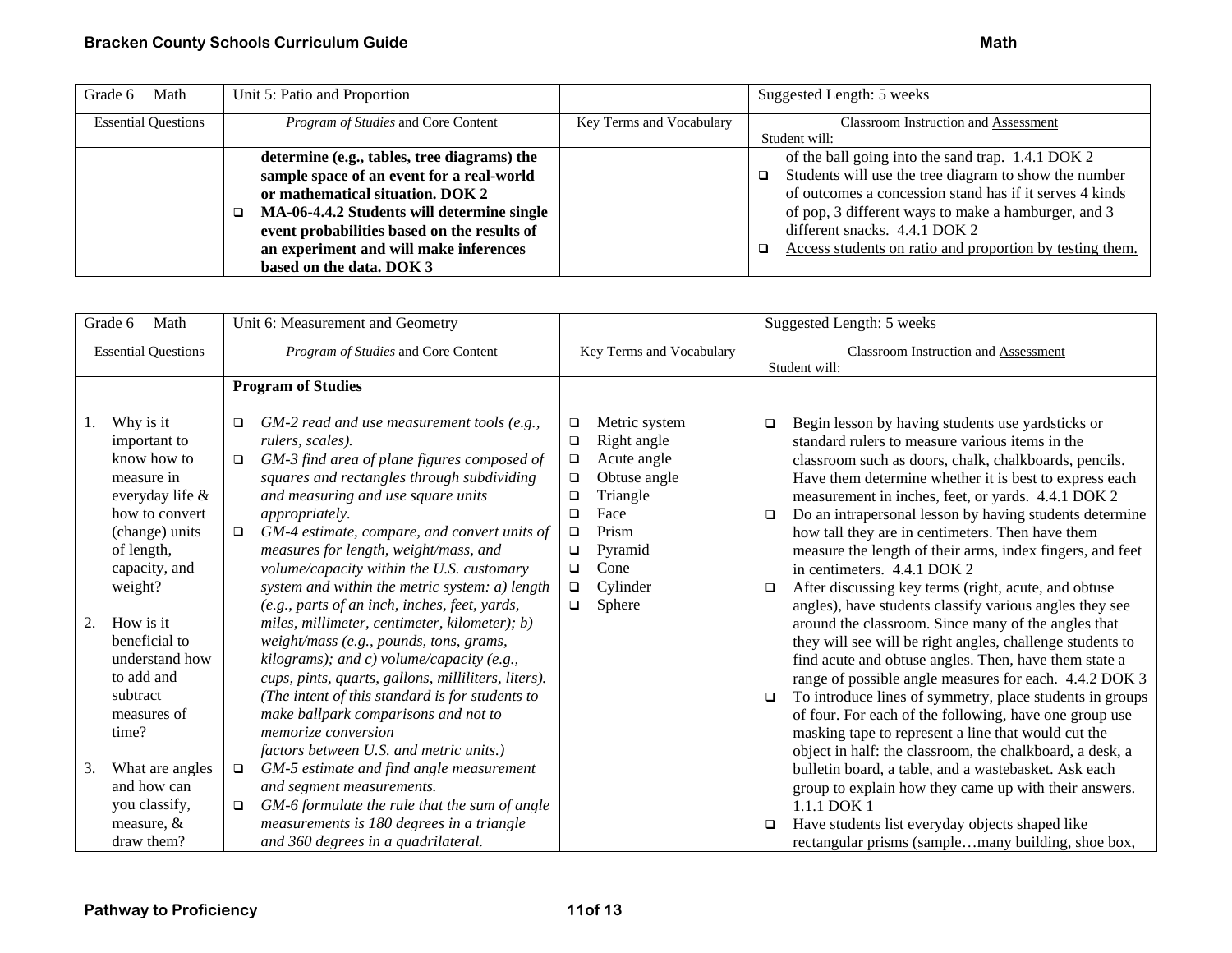| Grade 6 Math | Unit 5: Patio and Proportion | | Suggested Length: 5 weeks |
|---|---|---|---|
| Essential Questions | *Program of Studies* and Core Content | Key Terms and Vocabulary | Classroom Instruction and Assessment<br>Student will: |
| | **determine (e.g., tables, tree diagrams) the sample space of an event for a real-world or mathematical situation. DOK 2**<br>❑ **MA-06-4.4.2 Students will determine single event probabilities based on the results of an experiment and will make inferences based on the data. DOK 3** | | of the ball going into the sand trap. 1.4.1 DOK 2<br>❑ Students will use the tree diagram to show the number of outcomes a concession stand has if it serves 4 kinds of pop, 3 different ways to make a hamburger, and 3 different snacks. 4.4.1 DOK 2<br>❑ Access students on ratio and proportion by testing them. |

| Grade 6 Math | Unit 6: Measurement and Geometry | | Suggested Length: 5 weeks |
|---|---|---|---|
| Essential Questions | *Program of Studies* and Core Content | Key Terms and Vocabulary | Classroom Instruction and Assessment<br>Student will: |
| 1. Why is it important to know how to measure in everyday life & how to convert (change) units of length, capacity, and weight?<br><br>2. How is it beneficial to understand how to add and subtract measures of time?<br><br>3. What are angles and how can you classify, measure, & draw them? | **Program of Studies**<br><br>❑ *GM-2 read and use measurement tools (e.g., rulers, scales).*<br>❑ *GM-3 find area of plane figures composed of squares and rectangles through subdividing and measuring and use square units appropriately.*<br>❑ *GM-4 estimate, compare, and convert units of measures for length, weight/mass, and volume/capacity within the U.S. customary system and within the metric system: a) length (e.g., parts of an inch, inches, feet, yards, miles, millimeter, centimeter, kilometer); b) weight/mass (e.g., pounds, tons, grams, kilograms); and c) volume/capacity (e.g., cups, pints, quarts, gallons, milliliters, liters). (The intent of this standard is for students to make ballpark comparisons and not to memorize conversion factors between U.S. and metric units.)*<br>❑ *GM-5 estimate and find angle measurement and segment measurements.*<br>❑ *GM-6 formulate the rule that the sum of angle measurements is 180 degrees in a triangle and 360 degrees in a quadrilateral.* | ❑ Metric system<br>❑ Right angle<br>❑ Acute angle<br>❑ Obtuse angle<br>❑ Triangle<br>❑ Face<br>❑ Prism<br>❑ Pyramid<br>❑ Cone<br>❑ Cylinder<br>❑ Sphere | ❑ Begin lesson by having students use yardsticks or standard rulers to measure various items in the classroom such as doors, chalk, chalkboards, pencils. Have them determine whether it is best to express each measurement in inches, feet, or yards. 4.4.1 DOK 2<br>❑ Do an intrapersonal lesson by having students determine how tall they are in centimeters. Then have them measure the length of their arms, index fingers, and feet in centimeters. 4.4.1 DOK 2<br>❑ After discussing key terms (right, acute, and obtuse angles), have students classify various angles they see around the classroom. Since many of the angles that they will see will be right angles, challenge students to find acute and obtuse angles. Then, have them state a range of possible angle measures for each. 4.4.2 DOK 3<br>❑ To introduce lines of symmetry, place students in groups of four. For each of the following, have one group use masking tape to represent a line that would cut the object in half: the classroom, the chalkboard, a desk, a bulletin board, a table, and a wastebasket. Ask each group to explain how they came up with their answers. 1.1.1 DOK 1<br>❑ Have students list everyday objects shaped like rectangular prisms (sample…many building, shoe box, |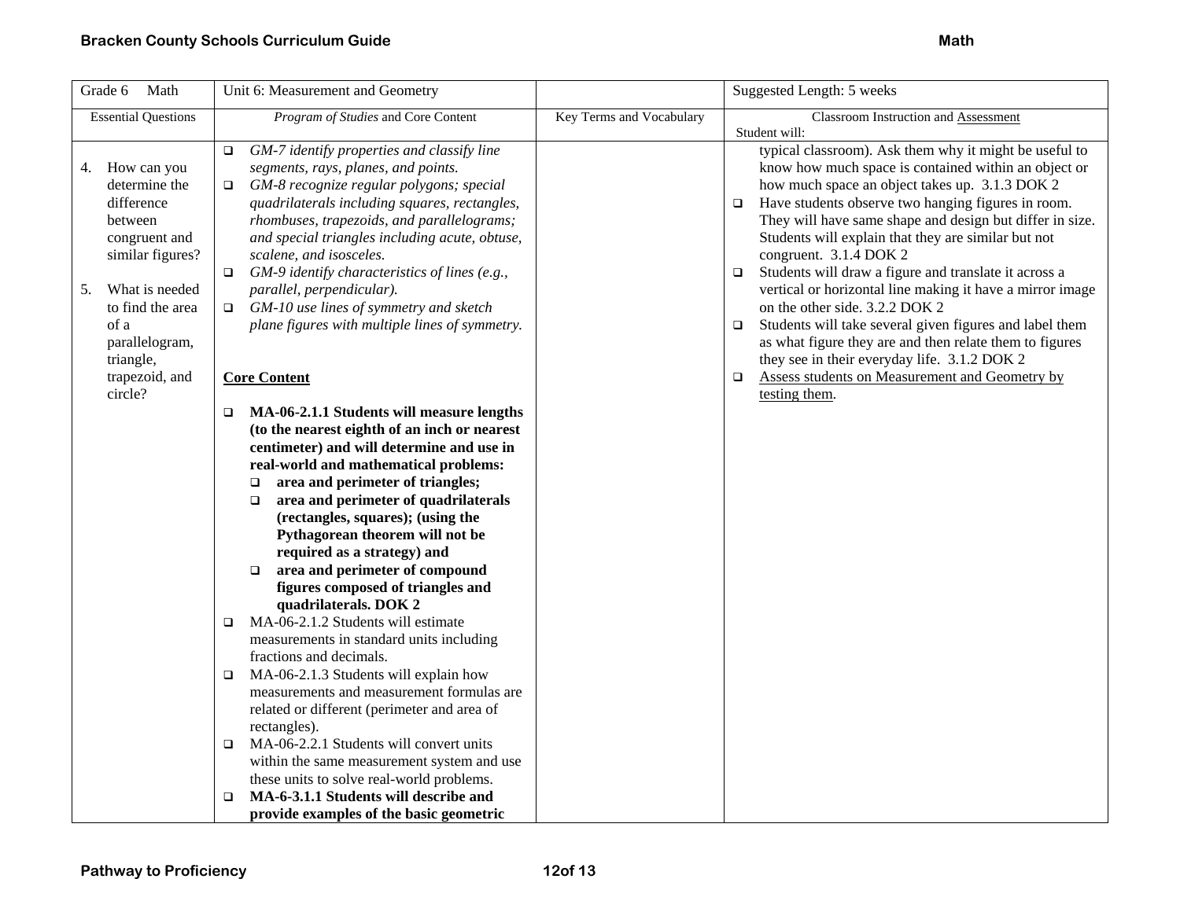| Grade 6 Math | Unit 6: Measurement and Geometry | | Suggested Length: 5 weeks |
|---|---|---|---|
| Essential Questions | *Program of Studies* and Core Content | Key Terms and Vocabulary | Classroom Instruction and Assessment<br>Student will: |
| 4. How can you determine the difference between congruent and similar figures?<br><br>5. What is needed to find the area of a parallelogram, triangle, trapezoid, and circle? | ❑ *GM-7 identify properties and classify line segments, rays, planes, and points.*<br>❑ *GM-8 recognize regular polygons; special quadrilaterals including squares, rectangles, rhombuses, trapezoids, and parallelograms; and special triangles including acute, obtuse, scalene, and isosceles.*<br>❑ *GM-9 identify characteristics of lines (e.g., parallel, perpendicular).*<br>❑ *GM-10 use lines of symmetry and sketch plane figures with multiple lines of symmetry.*<br><br>**Core Content**<br><br>❑ **MA-06-2.1.1 Students will measure lengths (to the nearest eighth of an inch or nearest centimeter) and will determine and use in real-world and mathematical problems:**<br>  ❑ **area and perimeter of triangles;**<br>  ❑ **area and perimeter of quadrilaterals (rectangles, squares); (using the Pythagorean theorem will not be required as a strategy) and**<br>  ❑ **area and perimeter of compound figures composed of triangles and quadrilaterals. DOK 2**<br>❑ MA-06-2.1.2 Students will estimate measurements in standard units including fractions and decimals.<br>❑ MA-06-2.1.3 Students will explain how measurements and measurement formulas are related or different (perimeter and area of rectangles).<br>❑ MA-06-2.2.1 Students will convert units within the same measurement system and use these units to solve real-world problems.<br>❑ **MA-6-3.1.1 Students will describe and provide examples of the basic geometric** | | typical classroom). Ask them why it might be useful to know how much space is contained within an object or how much space an object takes up. 3.1.3 DOK 2<br>❑ Have students observe two hanging figures in room. They will have same shape and design but differ in size. Students will explain that they are similar but not congruent. 3.1.4 DOK 2<br>❑ Students will draw a figure and translate it across a vertical or horizontal line making it have a mirror image on the other side. 3.2.2 DOK 2<br>❑ Students will take several given figures and label them as what figure they are and then relate them to figures they see in their everyday life. 3.1.2 DOK 2<br>❑ Assess students on Measurement and Geometry by testing them. |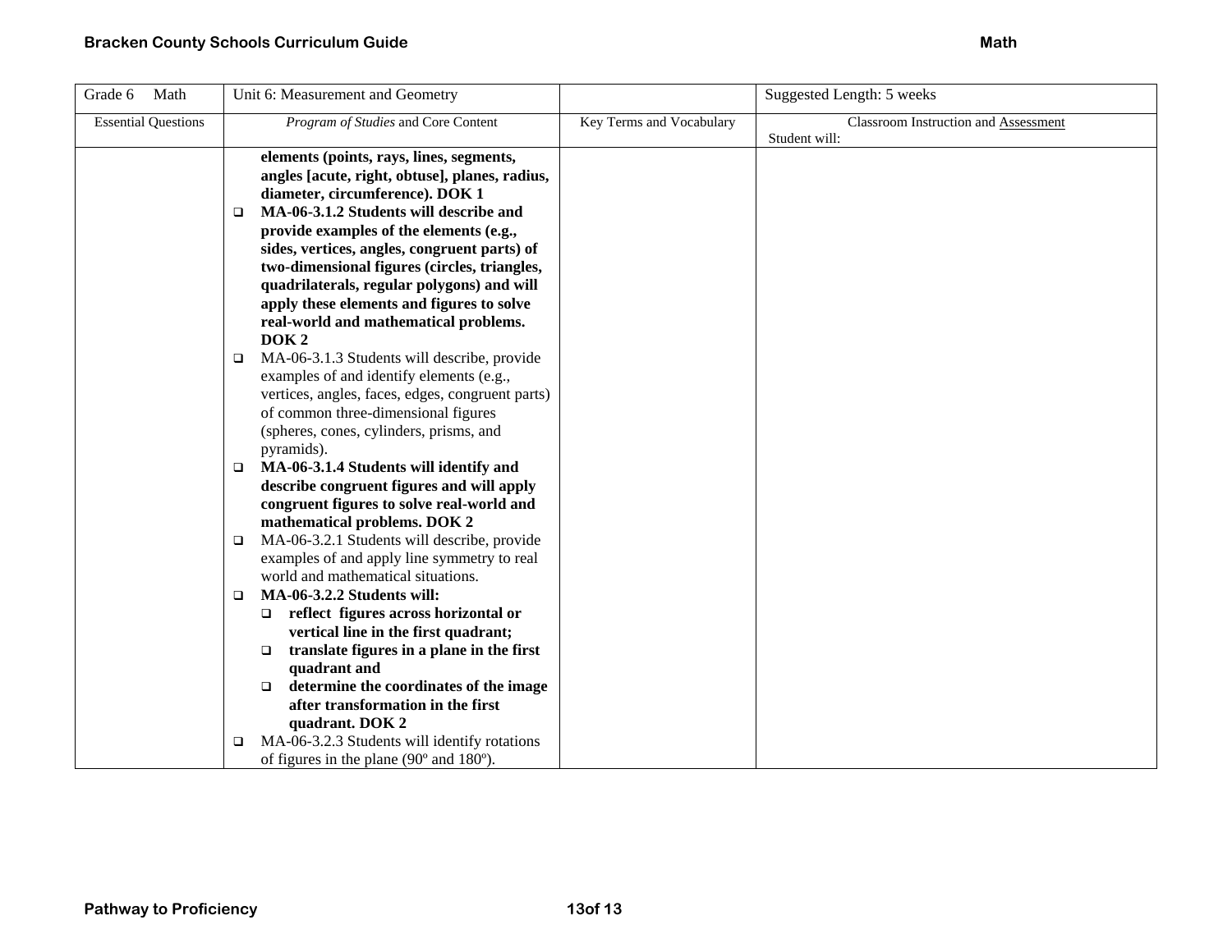| Grade 6 Math | Unit 6: Measurement and Geometry | | Suggested Length: 5 weeks |
|---|---|---|---|
| Essential Questions | *Program of Studies* and Core Content | Key Terms and Vocabulary | Classroom Instruction and Assessment<br>Student will: |
| | **elements (points, rays, lines, segments, angles [acute, right, obtuse], planes, radius, diameter, circumference). DOK 1**<br>❑ **MA-06-3.1.2 Students will describe and provide examples of the elements (e.g., sides, vertices, angles, congruent parts) of two-dimensional figures (circles, triangles, quadrilaterals, regular polygons) and will apply these elements and figures to solve real-world and mathematical problems. DOK 2**<br>❑ MA-06-3.1.3 Students will describe, provide examples of and identify elements (e.g., vertices, angles, faces, edges, congruent parts) of common three-dimensional figures (spheres, cones, cylinders, prisms, and pyramids).<br>❑ **MA-06-3.1.4 Students will identify and describe congruent figures and will apply congruent figures to solve real-world and mathematical problems. DOK 2**<br>❑ MA-06-3.2.1 Students will describe, provide examples of and apply line symmetry to real world and mathematical situations.<br>❑ **MA-06-3.2.2 Students will:**<br>&nbsp;&nbsp;❑ **reflect figures across horizontal or vertical line in the first quadrant;**<br>&nbsp;&nbsp;❑ **translate figures in a plane in the first quadrant and**<br>&nbsp;&nbsp;❑ **determine the coordinates of the image after transformation in the first quadrant. DOK 2**<br>❑ MA-06-3.2.3 Students will identify rotations of figures in the plane (90º and 180º). | | |